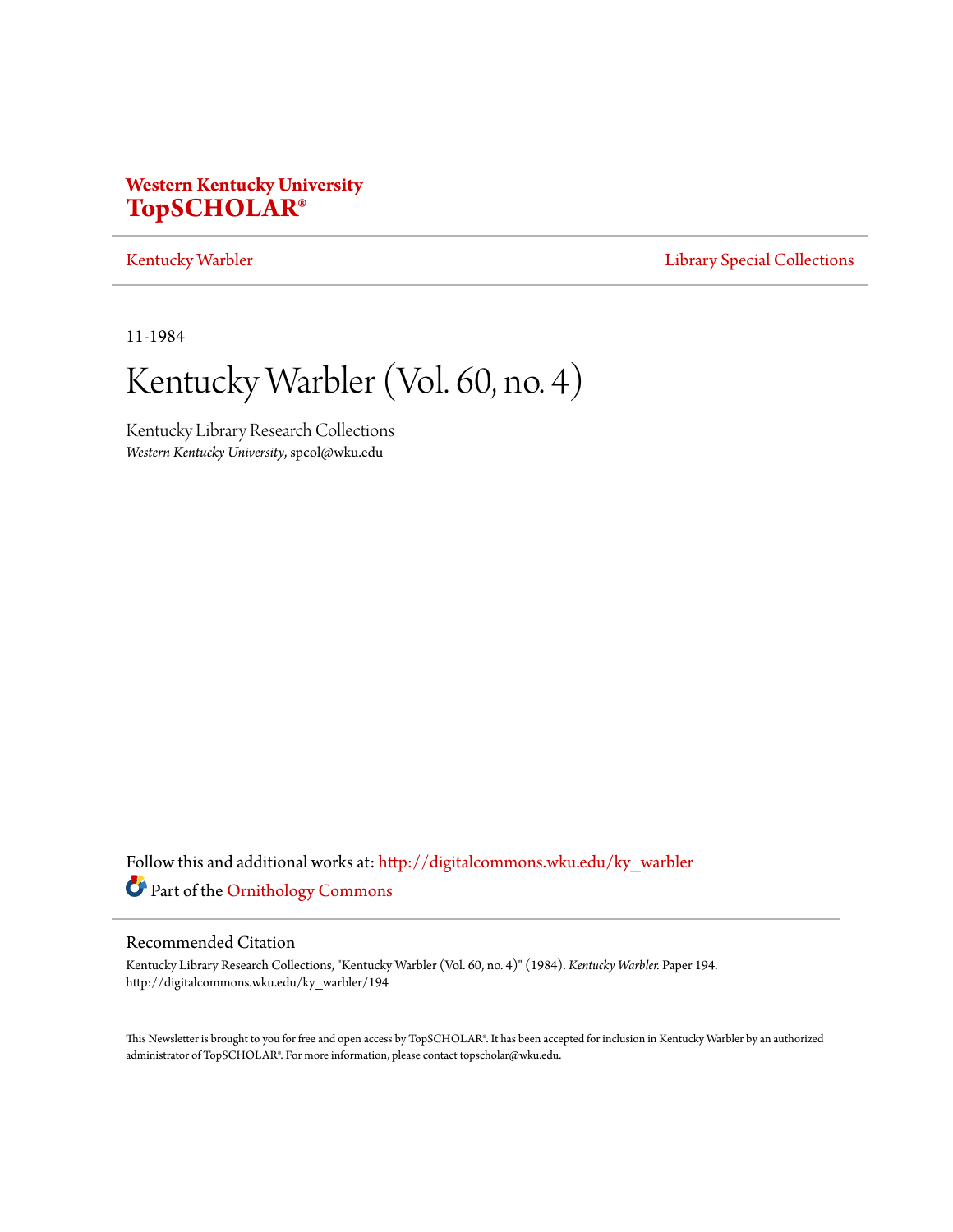**Western Kentucky University**
**TopSCHOLAR®**

Kentucky Warbler | Library Special Collections

11-1984

# Kentucky Warbler (Vol. 60, no. 4)

Kentucky Library Research Collections
*Western Kentucky University*, spcol@wku.edu

Follow this and additional works at: http://digitalcommons.wku.edu/ky_warbler

Part of the Ornithology Commons

## Recommended Citation

Kentucky Library Research Collections, "Kentucky Warbler (Vol. 60, no. 4)" (1984). *Kentucky Warbler.* Paper 194.
http://digitalcommons.wku.edu/ky_warbler/194

This Newsletter is brought to you for free and open access by TopSCHOLAR®. It has been accepted for inclusion in Kentucky Warbler by an authorized administrator of TopSCHOLAR®. For more information, please contact topscholar@wku.edu.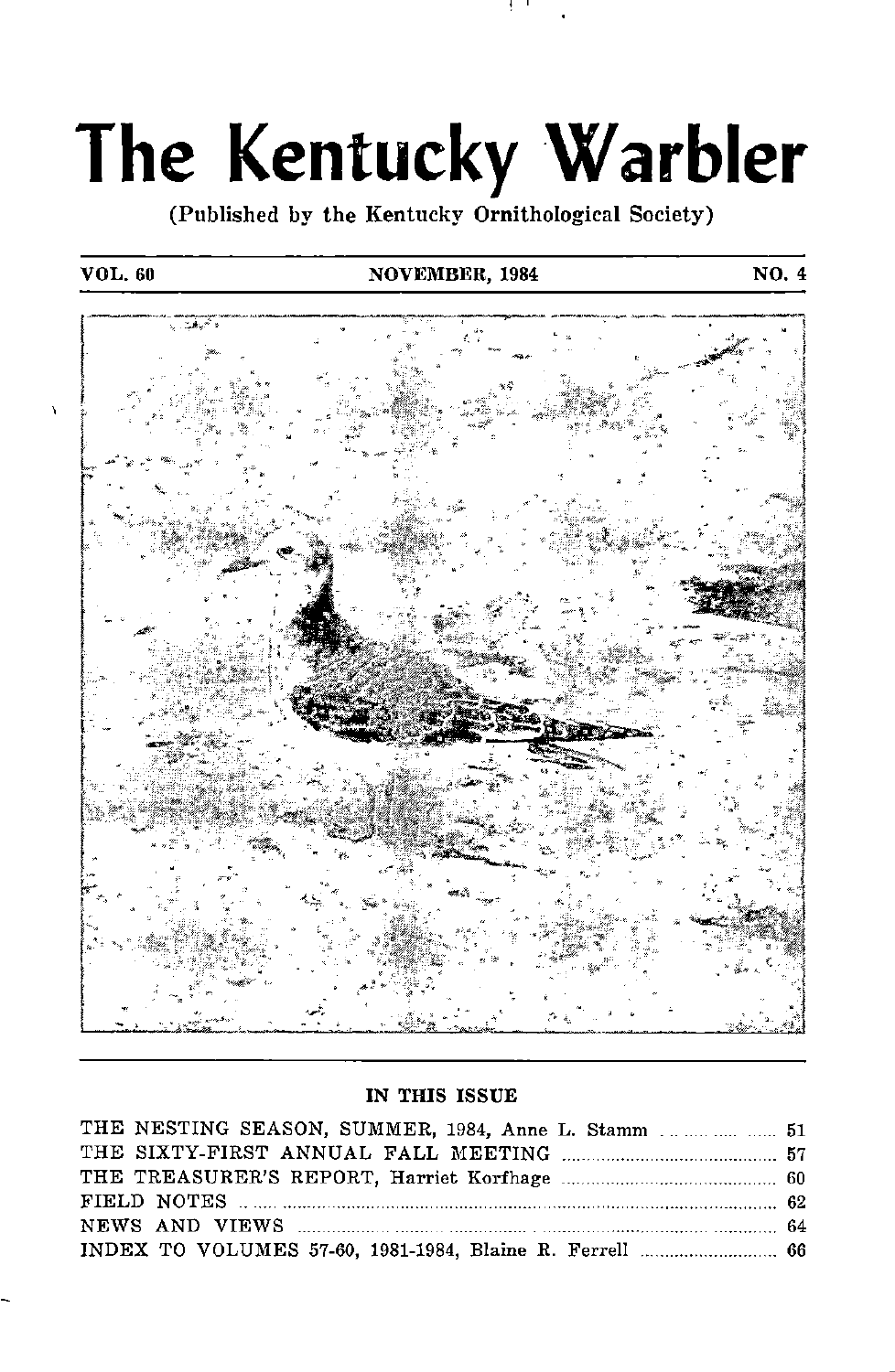# The Kentucky Warbler

(Published by the Kentucky Ornithological Society)

VOL. 60 | NOVEMBER, 1984 | NO. 4

## IN THIS ISSUE

THE NESTING SEASON, SUMMER, 1984, Anne L. Stamm ........ 51

THE SIXTY-FIRST ANNUAL FALL MEETING ........ 57

THE TREASURER'S REPORT, Harriet Korfhage ........ 60

FIELD NOTES ........ 62

NEWS AND VIEWS ........ 64

INDEX TO VOLUMES 57-60, 1981-1984, Blaine R. Ferrell ........ 66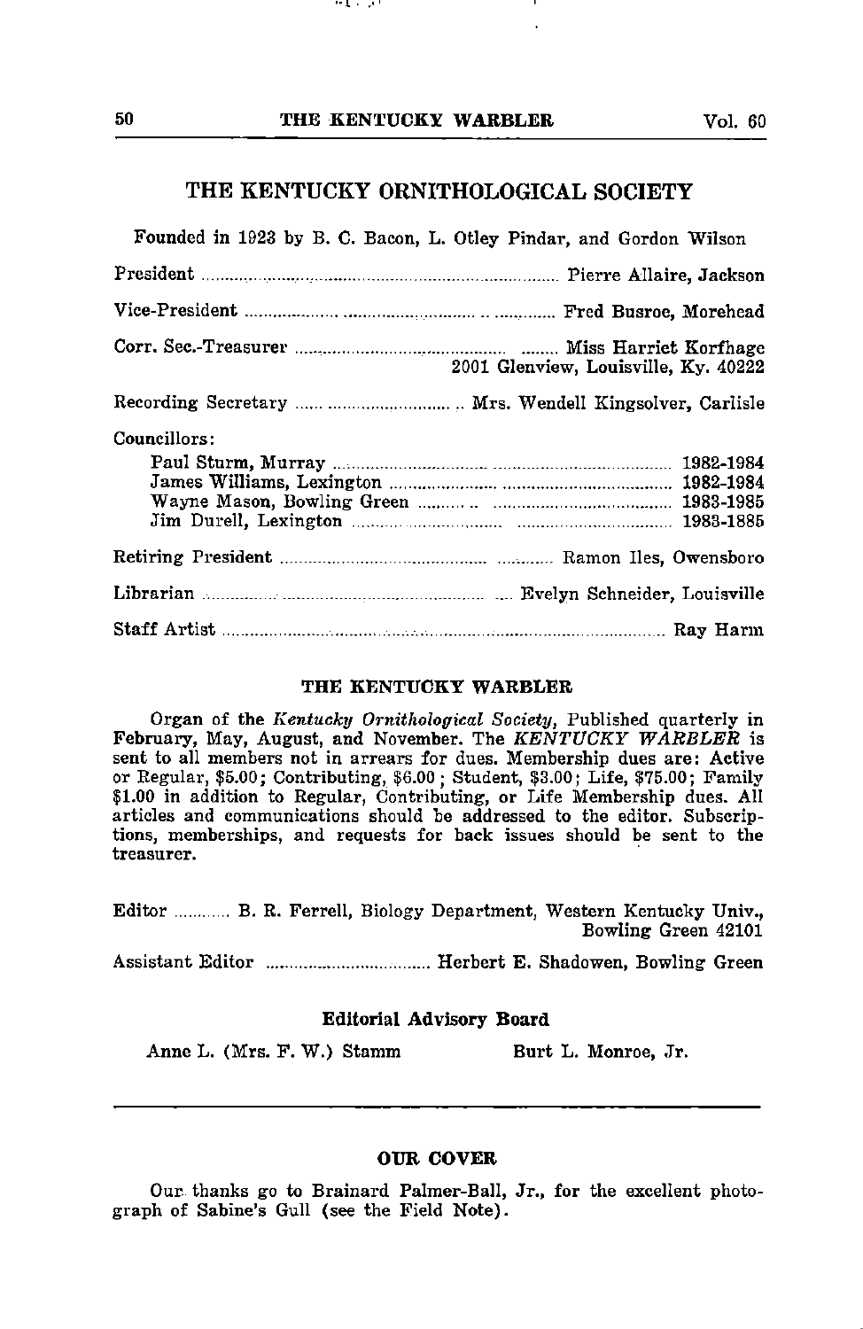# THE KENTUCKY ORNITHOLOGICAL SOCIETY

Founded in 1923 by B. C. Bacon, L. Otley Pindar, and Gordon Wilson

President .......... Pierre Allaire, Jackson

Vice-President .......... Fred Busroe, Morehead

Corr. Sec.-Treasurer .......... Miss Harriet Korfhage
2001 Glenview, Louisville, Ky. 40222

Recording Secretary .......... Mrs. Wendell Kingsolver, Carlisle

Councillors:

Paul Sturm, Murray .......... 1982-1984
James Williams, Lexington .......... 1982-1984
Wayne Mason, Bowling Green .......... 1983-1985
Jim Durell, Lexington .......... 1983-1885

Retiring President .......... Ramon Iles, Owensboro

Librarian .......... Evelyn Schneider, Louisville

Staff Artist .......... Ray Harm

## THE KENTUCKY WARBLER

Organ of the *Kentucky Ornithological Society*, Published quarterly in February, May, August, and November. The *KENTUCKY WARBLER* is sent to all members not in arrears for dues. Membership dues are: Active or Regular, $5.00; Contributing, $6.00; Student, $3.00; Life, $75.00; Family $1.00 in addition to Regular, Contributing, or Life Membership dues. All articles and communications should be addressed to the editor. Subscriptions, memberships, and requests for back issues should be sent to the treasurer.

Editor .......... B. R. Ferrell, Biology Department, Western Kentucky Univ., Bowling Green 42101

Assistant Editor .......... Herbert E. Shadowen, Bowling Green

### Editorial Advisory Board

Anne L. (Mrs. F. W.) Stamm     Burt L. Monroe, Jr.

---

## OUR COVER

Our thanks go to Brainard Palmer-Ball, Jr., for the excellent photograph of Sabine's Gull (see the Field Note).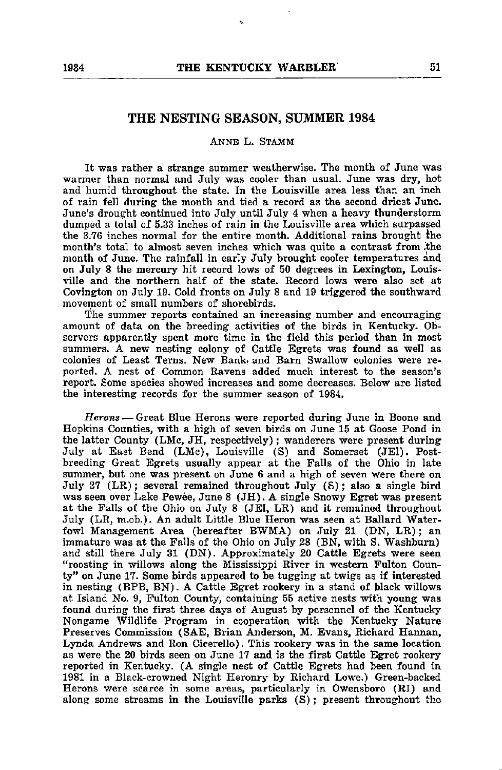## THE NESTING SEASON, SUMMER 1984

ANNE L. STAMM

It was rather a strange summer weatherwise. The month of June was warmer than normal and July was cooler than usual. June was dry, hot and humid throughout the state. In the Louisville area less than an inch of rain fell during the month and tied a record as the second driest June. June's drought continued into July until July 4 when a heavy thunderstorm dumped a total of 5.33 inches of rain in the Louisville area which surpassed the 3.76 inches normal for the entire month. Additional rains brought the month's total to almost seven inches which was quite a contrast from the month of June. The rainfall in early July brought cooler temperatures and on July 8 the mercury hit record lows of 50 degrees in Lexington, Louisville and the northern half of the state. Record lows were also set at Covington on July 19. Cold fronts on July 8 and 19 triggered the southward movement of small numbers of shorebirds.

The summer reports contained an increasing number and encouraging amount of data on the breeding activities of the birds in Kentucky. Observers apparently spent more time in the field this period than in most summers. A new nesting colony of Cattle Egrets was found as well as colonies of Least Terns. New Bank and Barn Swallow colonies were reported. A nest of Common Ravens added much interest to the season's report. Some species showed increases and some decreases. Below are listed the interesting records for the summer season of 1984.

*Herons* — Great Blue Herons were reported during June in Boone and Hopkins Counties, with a high of seven birds on June 15 at Goose Pond in the latter County (LMc, JH, respectively); wanderers were present during July at East Bend (LMc), Louisville (S) and Somerset (JEl). Post-breeding Great Egrets usually appear at the Falls of the Ohio in late summer, but one was present on June 6 and a high of seven were there on July 27 (LR); several remained throughout July (S); also a single bird was seen over Lake Pewee, June 8 (JH). A single Snowy Egret was present at the Falls of the Ohio on July 8 (JEl, LR) and it remained throughout July (LR, m.ob.). An adult Little Blue Heron was seen at Ballard Waterfowl Management Area (hereafter BWMA) on July 21 (DN, LR); an immature was at the Falls of the Ohio on July 28 (BN, with S. Washburn) and still there July 31 (DN). Approximately 20 Cattle Egrets were seen "roosting in willows along the Mississippi River in western Fulton County" on June 17. Some birds appeared to be tugging at twigs as if interested in nesting (BPB, BN). A Cattle Egret rookery in a stand of black willows at Island No. 9, Fulton County, containing 55 active nests with young was found during the first three days of August by personnel of the Kentucky Nongame Wildlife Program in cooperation with the Kentucky Nature Preserves Commission (SAE, Brian Anderson, M. Evans, Richard Hannan, Lynda Andrews and Ron Cicerello). This rookery was in the same location as were the 20 birds seen on June 17 and is the first Cattle Egret rookery reported in Kentucky. (A single nest of Cattle Egrets had been found in 1981 in a Black-crowned Night Heronry by Richard Lowe.) Green-backed Herons were scarce in some areas, particularly in Owensboro (RI) and along some streams in the Louisville parks (S); present throughout the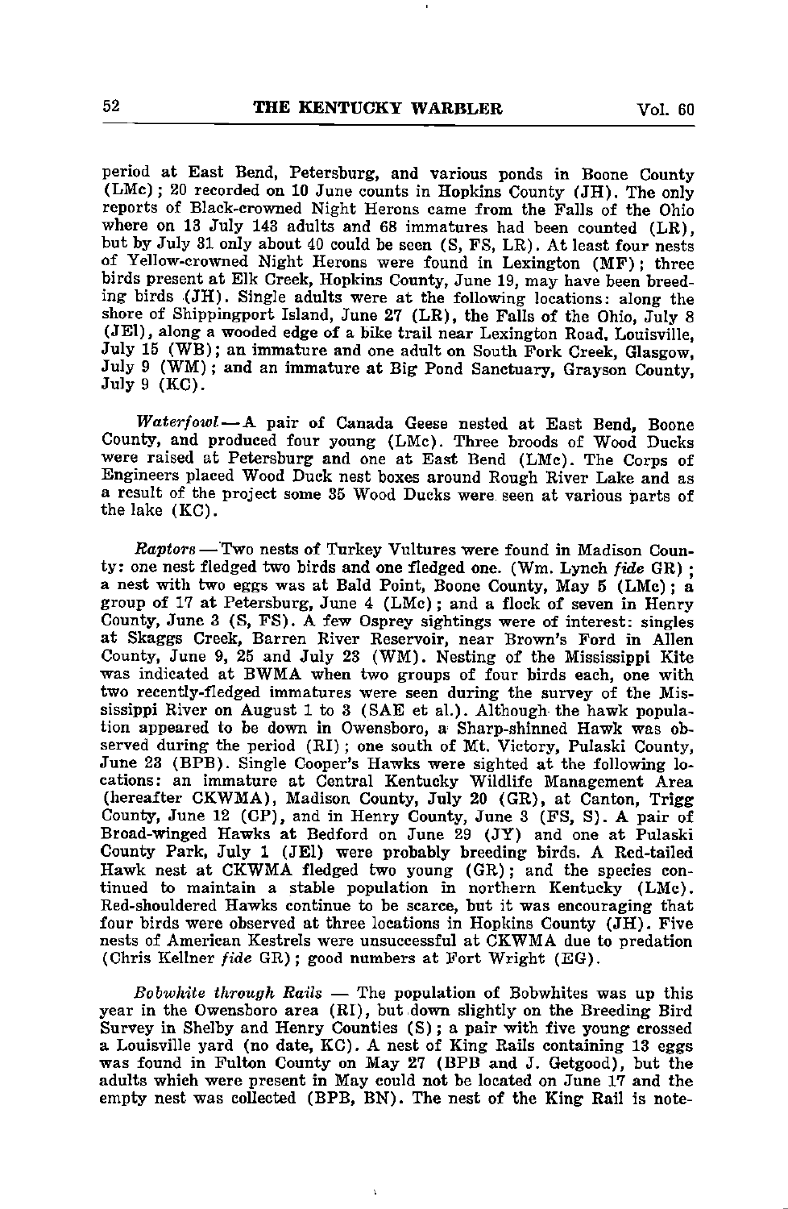period at East Bend, Petersburg, and various ponds in Boone County (LMc); 20 recorded on 10 June counts in Hopkins County (JH). The only reports of Black-crowned Night Herons came from the Falls of the Ohio where on 13 July 143 adults and 68 immatures had been counted (LR), but by July 31 only about 40 could be seen (S, FS, LR). At least four nests of Yellow-crowned Night Herons were found in Lexington (MF); three birds present at Elk Creek, Hopkins County, June 19, may have been breeding birds (JH). Single adults were at the following locations: along the shore of Shippingport Island, June 27 (LR), the Falls of the Ohio, July 8 (JEl), along a wooded edge of a bike trail near Lexington Road, Louisville, July 15 (WB); an immature and one adult on South Fork Creek, Glasgow, July 9 (WM); and an immature at Big Pond Sanctuary, Grayson County, July 9 (KC).

*Waterfowl* — A pair of Canada Geese nested at East Bend, Boone County, and produced four young (LMc). Three broods of Wood Ducks were raised at Petersburg and one at East Bend (LMc). The Corps of Engineers placed Wood Duck nest boxes around Rough River Lake and as a result of the project some 35 Wood Ducks were seen at various parts of the lake (KC).

*Raptors* — Two nests of Turkey Vultures were found in Madison County: one nest fledged two birds and one fledged one. (Wm. Lynch *fide* GR); a nest with two eggs was at Bald Point, Boone County, May 5 (LMc); a group of 17 at Petersburg, June 4 (LMc); and a flock of seven in Henry County, June 3 (S, FS). A few Osprey sightings were of interest: singles at Skaggs Creek, Barren River Reservoir, near Brown's Ford in Allen County, June 9, 25 and July 23 (WM). Nesting of the Mississippi Kite was indicated at BWMA when two groups of four birds each, one with two recently-fledged immatures were seen during the survey of the Mississippi River on August 1 to 3 (SAE et al.). Although the hawk population appeared to be down in Owensboro, a Sharp-shinned Hawk was observed during the period (RI); one south of Mt. Victory, Pulaski County, June 23 (BPB). Single Cooper's Hawks were sighted at the following locations: an immature at Central Kentucky Wildlife Management Area (hereafter CKWMA), Madison County, July 20 (GR), at Canton, Trigg County, June 12 (CP), and in Henry County, June 3 (FS, S). A pair of Broad-winged Hawks at Bedford on June 29 (JY) and one at Pulaski County Park, July 1 (JEl) were probably breeding birds. A Red-tailed Hawk nest at CKWMA fledged two young (GR); and the species continued to maintain a stable population in northern Kentucky (LMc). Red-shouldered Hawks continue to be scarce, but it was encouraging that four birds were observed at three locations in Hopkins County (JH). Five nests of American Kestrels were unsuccessful at CKWMA due to predation (Chris Kellner *fide* GR); good numbers at Fort Wright (EG).

*Bobwhite through Rails* — The population of Bobwhites was up this year in the Owensboro area (RI), but down slightly on the Breeding Bird Survey in Shelby and Henry Counties (S); a pair with five young crossed a Louisville yard (no date, KC). A nest of King Rails containing 13 eggs was found in Fulton County on May 27 (BPB and J. Getgood), but the adults which were present in May could not be located on June 17 and the empty nest was collected (BPB, BN). The nest of the King Rail is note-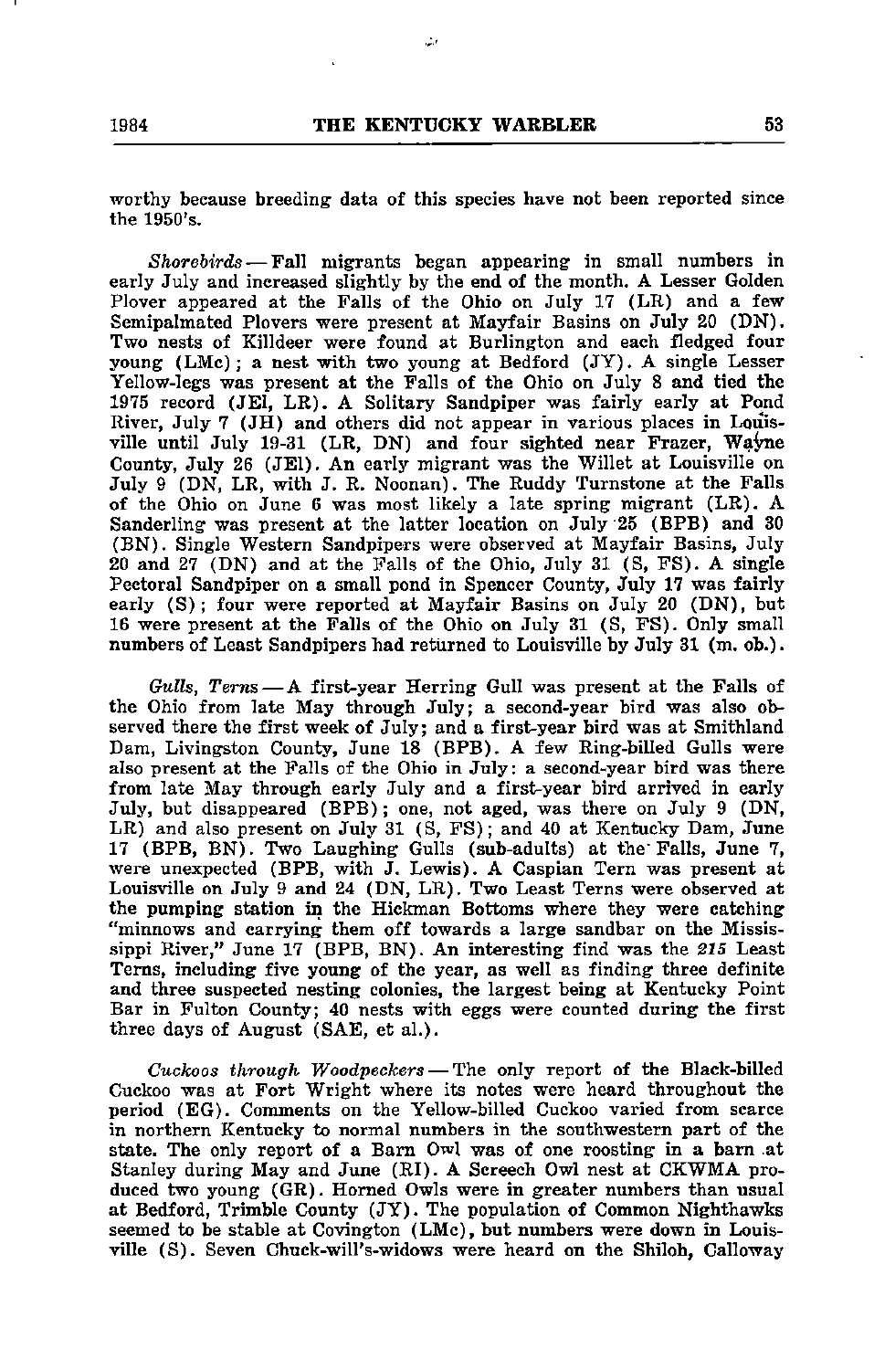worthy because breeding data of this species have not been reported since the 1950's.

*Shorebirds* — Fall migrants began appearing in small numbers in early July and increased slightly by the end of the month. A Lesser Golden Plover appeared at the Falls of the Ohio on July 17 (LR) and a few Semipalmated Plovers were present at Mayfair Basins on July 20 (DN). Two nests of Killdeer were found at Burlington and each fledged four young (LMc); a nest with two young at Bedford (JY). A single Lesser Yellow-legs was present at the Falls of the Ohio on July 8 and tied the 1975 record (JEl, LR). A Solitary Sandpiper was fairly early at Pond River, July 7 (JH) and others did not appear in various places in Louisville until July 19-31 (LR, DN) and four sighted near Frazer, Wayne County, July 26 (JEl). An early migrant was the Willet at Louisville on July 9 (DN, LR, with J. R. Noonan). The Ruddy Turnstone at the Falls of the Ohio on June 6 was most likely a late spring migrant (LR). A Sanderling was present at the latter location on July 25 (BPB) and 30 (BN). Single Western Sandpipers were observed at Mayfair Basins, July 20 and 27 (DN) and at the Falls of the Ohio, July 31 (S, FS). A single Pectoral Sandpiper on a small pond in Spencer County, July 17 was fairly early (S); four were reported at Mayfair Basins on July 20 (DN), but 16 were present at the Falls of the Ohio on July 31 (S, FS). Only small numbers of Least Sandpipers had returned to Louisville by July 31 (m. ob.).

*Gulls, Terns* — A first-year Herring Gull was present at the Falls of the Ohio from late May through July; a second-year bird was also observed there the first week of July; and a first-year bird was at Smithland Dam, Livingston County, June 18 (BPB). A few Ring-billed Gulls were also present at the Falls of the Ohio in July: a second-year bird was there from late May through early July and a first-year bird arrived in early July, but disappeared (BPB); one, not aged, was there on July 9 (DN, LR) and also present on July 31 (S, FS); and 40 at Kentucky Dam, June 17 (BPB, BN). Two Laughing Gulls (sub-adults) at the Falls, June 7, were unexpected (BPB, with J. Lewis). A Caspian Tern was present at Louisville on July 9 and 24 (DN, LR). Two Least Terns were observed at the pumping station in the Hickman Bottoms where they were catching "minnows and carrying them off towards a large sandbar on the Mississippi River," June 17 (BPB, BN). An interesting find was the *215* Least Terns, including five young of the year, as well as finding three definite and three suspected nesting colonies, the largest being at Kentucky Point Bar in Fulton County; 40 nests with eggs were counted during the first three days of August (SAE, et al.).

*Cuckoos through Woodpeckers* — The only report of the Black-billed Cuckoo was at Fort Wright where its notes were heard throughout the period (EG). Comments on the Yellow-billed Cuckoo varied from scarce in northern Kentucky to normal numbers in the southwestern part of the state. The only report of a Barn Owl was of one roosting in a barn at Stanley during May and June (RI). A Screech Owl nest at CKWMA produced two young (GR). Horned Owls were in greater numbers than usual at Bedford, Trimble County (JY). The population of Common Nighthawks seemed to be stable at Covington (LMc), but numbers were down in Louisville (S). Seven Chuck-will's-widows were heard on the Shiloh, Calloway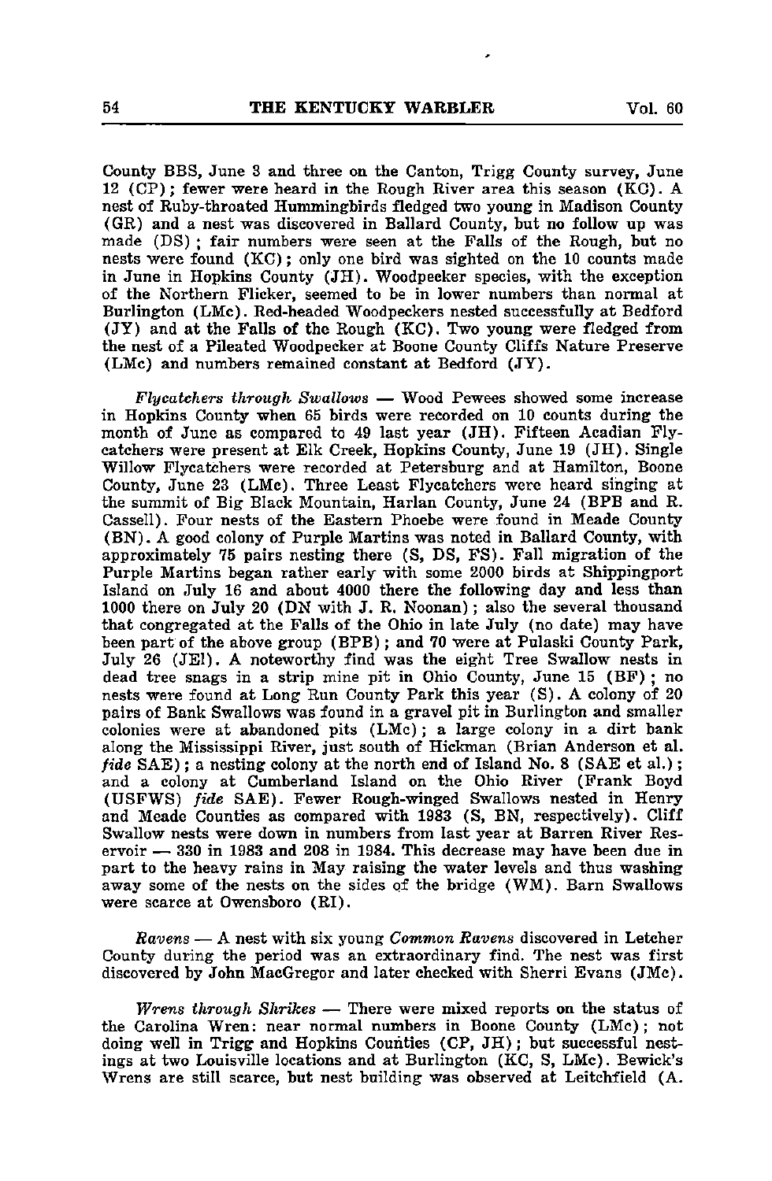County BBS, June 3 and three on the Canton, Trigg County survey, June 12 (CP); fewer were heard in the Rough River area this season (KC). A nest of Ruby-throated Hummingbirds fledged two young in Madison County (GR) and a nest was discovered in Ballard County, but no follow up was made (DS); fair numbers were seen at the Falls of the Rough, but no nests were found (KC); only one bird was sighted on the 10 counts made in June in Hopkins County (JH). Woodpecker species, with the exception of the Northern Flicker, seemed to be in lower numbers than normal at Burlington (LMc). Red-headed Woodpeckers nested successfully at Bedford (JY) and at the Falls of the Rough (KC). Two young were fledged from the nest of a Pileated Woodpecker at Boone County Cliffs Nature Preserve (LMc) and numbers remained constant at Bedford (JY).

*Flycatchers through Swallows* — Wood Pewees showed some increase in Hopkins County when 65 birds were recorded on 10 counts during the month of June as compared to 49 last year (JH). Fifteen Acadian Flycatchers were present at Elk Creek, Hopkins County, June 19 (JH). Single Willow Flycatchers were recorded at Petersburg and at Hamilton, Boone County, June 23 (LMc). Three Least Flycatchers were heard singing at the summit of Big Black Mountain, Harlan County, June 24 (BPB and R. Cassell). Four nests of the Eastern Phoebe were found in Meade County (BN). A good colony of Purple Martins was noted in Ballard County, with approximately 75 pairs nesting there (S, DS, FS). Fall migration of the Purple Martins began rather early with some 2000 birds at Shippingport Island on July 16 and about 4000 there the following day and less than 1000 there on July 20 (DN with J. R. Noonan); also the several thousand that congregated at the Falls of the Ohio in late July (no date) may have been part of the above group (BPB); and 70 were at Pulaski County Park, July 26 (JEl). A noteworthy find was the eight Tree Swallow nests in dead tree snags in a strip mine pit in Ohio County, June 15 (BF); no nests were found at Long Run County Park this year (S). A colony of 20 pairs of Bank Swallows was found in a gravel pit in Burlington and smaller colonies were at abandoned pits (LMc); a large colony in a dirt bank along the Mississippi River, just south of Hickman (Brian Anderson et al. *fide* SAE); a nesting colony at the north end of Island No. 8 (SAE et al.); and a colony at Cumberland Island on the Ohio River (Frank Boyd (USFWS) *fide* SAE). Fewer Rough-winged Swallows nested in Henry and Meade Counties as compared with 1983 (S, BN, respectively). Cliff Swallow nests were down in numbers from last year at Barren River Reservoir — 330 in 1983 and 208 in 1984. This decrease may have been due in part to the heavy rains in May raising the water levels and thus washing away some of the nests on the sides of the bridge (WM). Barn Swallows were scarce at Owensboro (RI).

*Ravens* — A nest with six young *Common Ravens* discovered in Letcher County during the period was an extraordinary find. The nest was first discovered by John MacGregor and later checked with Sherri Evans (JMc).

*Wrens through Shrikes* — There were mixed reports on the status of the Carolina Wren: near normal numbers in Boone County (LMc); not doing well in Trigg and Hopkins Counties (CP, JH); but successful nestings at two Louisville locations and at Burlington (KC, S, LMc). Bewick's Wrens are still scarce, but nest building was observed at Leitchfield (A.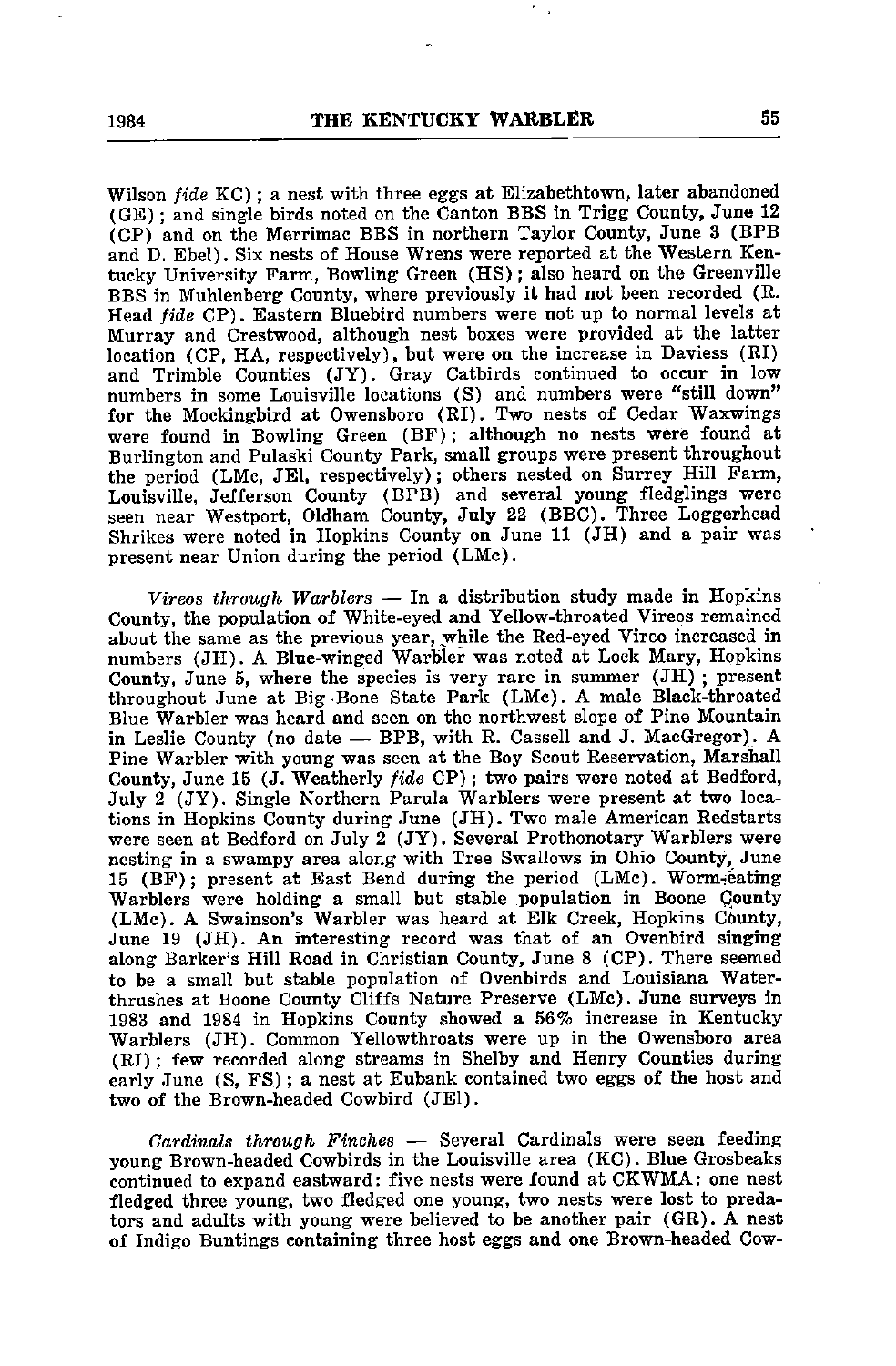Wilson *fide* KC); a nest with three eggs at Elizabethtown, later abandoned (GE); and single birds noted on the Canton BBS in Trigg County, June 12 (CP) and on the Merrimac BBS in northern Taylor County, June 3 (BPB and D. Ebel). Six nests of House Wrens were reported at the Western Kentucky University Farm, Bowling Green (HS); also heard on the Greenville BBS in Muhlenberg County, where previously it had not been recorded (R. Head *fide* CP). Eastern Bluebird numbers were not up to normal levels at Murray and Crestwood, although nest boxes were provided at the latter location (CP, HA, respectively), but were on the increase in Daviess (RI) and Trimble Counties (JY). Gray Catbirds continued to occur in low numbers in some Louisville locations (S) and numbers were "still down" for the Mockingbird at Owensboro (RI). Two nests of Cedar Waxwings were found in Bowling Green (BF); although no nests were found at Burlington and Pulaski County Park, small groups were present throughout the period (LMc, JEl, respectively); others nested on Surrey Hill Farm, Louisville, Jefferson County (BPB) and several young fledglings were seen near Westport, Oldham County, July 22 (BBC). Three Loggerhead Shrikes were noted in Hopkins County on June 11 (JH) and a pair was present near Union during the period (LMc).

*Vireos through Warblers* — In a distribution study made in Hopkins County, the population of White-eyed and Yellow-throated Vireos remained about the same as the previous year, while the Red-eyed Vireo increased in numbers (JH). A Blue-winged Warbler was noted at Lock Mary, Hopkins County, June 5, where the species is very rare in summer (JH); present throughout June at Big Bone State Park (LMc). A male Black-throated Blue Warbler was heard and seen on the northwest slope of Pine Mountain in Leslie County (no date — BPB, with R. Cassell and J. MacGregor). A Pine Warbler with young was seen at the Boy Scout Reservation, Marshall County, June 15 (J. Weatherly *fide* CP); two pairs were noted at Bedford, July 2 (JY). Single Northern Parula Warblers were present at two locations in Hopkins County during June (JH). Two male American Redstarts were seen at Bedford on July 2 (JY). Several Prothonotary Warblers were nesting in a swampy area along with Tree Swallows in Ohio County, June 15 (BF); present at East Bend during the period (LMc). Worm-eating Warblers were holding a small but stable population in Boone County (LMc). A Swainson's Warbler was heard at Elk Creek, Hopkins County, June 19 (JH). An interesting record was that of an Ovenbird singing along Barker's Hill Road in Christian County, June 8 (CP). There seemed to be a small but stable population of Ovenbirds and Louisiana Waterthrushes at Boone County Cliffs Nature Preserve (LMc). June surveys in 1983 and 1984 in Hopkins County showed a 56% increase in Kentucky Warblers (JH). Common Yellowthroats were up in the Owensboro area (RI); few recorded along streams in Shelby and Henry Counties during early June (S, FS); a nest at Eubank contained two eggs of the host and two of the Brown-headed Cowbird (JEl).

*Cardinals through Finches* — Several Cardinals were seen feeding young Brown-headed Cowbirds in the Louisville area (KC). Blue Grosbeaks continued to expand eastward: five nests were found at CKWMA: one nest fledged three young, two fledged one young, two nests were lost to predators and adults with young were believed to be another pair (GR). A nest of Indigo Buntings containing three host eggs and one Brown-headed Cow-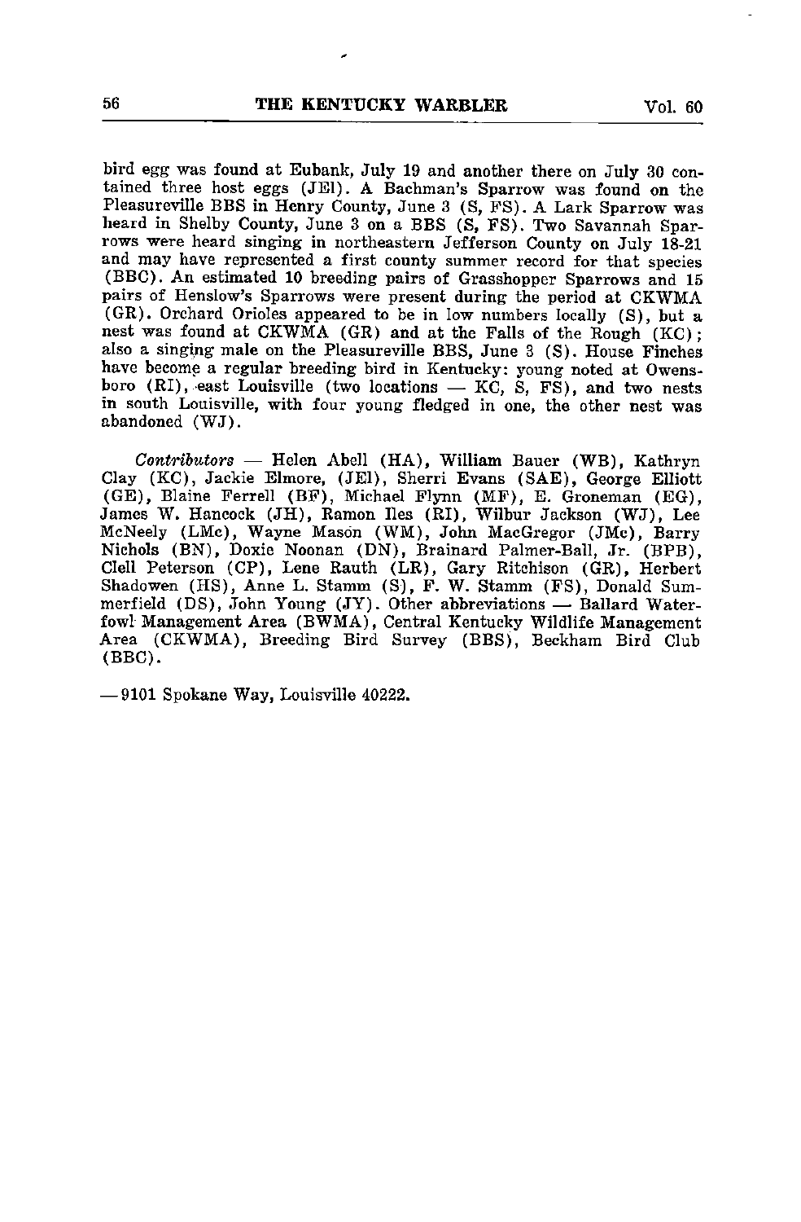bird egg was found at Eubank, July 19 and another there on July 30 contained three host eggs (JEl). A Bachman's Sparrow was found on the Pleasureville BBS in Henry County, June 3 (S, FS). A Lark Sparrow was heard in Shelby County, June 3 on a BBS (S, FS). Two Savannah Sparrows were heard singing in northeastern Jefferson County on July 18-21 and may have represented a first county summer record for that species (BBC). An estimated 10 breeding pairs of Grasshopper Sparrows and 15 pairs of Henslow's Sparrows were present during the period at CKWMA (GR). Orchard Orioles appeared to be in low numbers locally (S), but a nest was found at CKWMA (GR) and at the Falls of the Rough (KC); also a singing male on the Pleasureville BBS, June 3 (S). House Finches have become a regular breeding bird in Kentucky: young noted at Owensboro (RI), east Louisville (two locations — KC, S, FS), and two nests in south Louisville, with four young fledged in one, the other nest was abandoned (WJ).

*Contributors* — Helen Abell (HA), William Bauer (WB), Kathryn Clay (KC), Jackie Elmore, (JEl), Sherri Evans (SAE), George Elliott (GE), Blaine Ferrell (BF), Michael Flynn (MF), E. Groneman (EG), James W. Hancock (JH), Ramon Iles (RI), Wilbur Jackson (WJ), Lee McNeely (LMc), Wayne Mason (WM), John MacGregor (JMc), Barry Nichols (BN), Doxie Noonan (DN), Brainard Palmer-Ball, Jr. (BPB), Clell Peterson (CP), Lene Rauth (LR), Gary Ritchison (GR), Herbert Shadowen (HS), Anne L. Stamm (S), F. W. Stamm (FS), Donald Summerfield (DS), John Young (JY). Other abbreviations — Ballard Waterfowl Management Area (BWMA), Central Kentucky Wildlife Management Area (CKWMA), Breeding Bird Survey (BBS), Beckham Bird Club (BBC).

—9101 Spokane Way, Louisville 40222.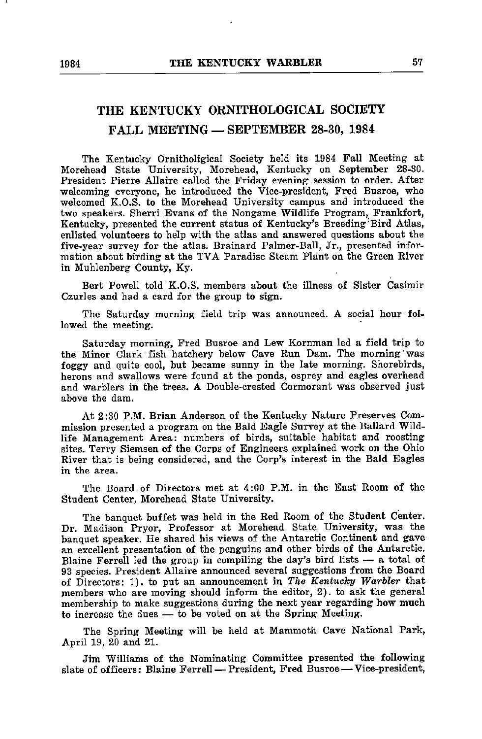# THE KENTUCKY ORNITHOLOGICAL SOCIETY FALL MEETING — SEPTEMBER 28-30, 1984

The Kentucky Ornitholigical Society held its 1984 Fall Meeting at Morehead State University, Morehead, Kentucky on September 28-30. President Pierre Allaire called the Friday evening session to order. After welcoming everyone, he introduced the Vice-president, Fred Busroe, who welcomed K.O.S. to the Morehead University campus and introduced the two speakers. Sherri Evans of the Nongame Wildlife Program, Frankfort, Kentucky, presented the current status of Kentucky's Breeding Bird Atlas, enlisted volunteers to help with the atlas and answered questions about the five-year survey for the atlas. Brainard Palmer-Ball, Jr., presented information about birding at the TVA Paradise Steam Plant on the Green River in Muhlenberg County, Ky.

Bert Powell told K.O.S. members about the illness of Sister Casimir Czurles and had a card for the group to sign.

The Saturday morning field trip was announced. A social hour followed the meeting.

Saturday morning, Fred Busroe and Lew Kornman led a field trip to the Minor Clark fish hatchery below Cave Run Dam. The morning was foggy and quite cool, but became sunny in the late morning. Shorebirds, herons and swallows were found at the ponds, osprey and eagles overhead and warblers in the trees. A Double-crested Cormorant was observed just above the dam.

At 2:30 P.M. Brian Anderson of the Kentucky Nature Preserves Commission presented a program on the Bald Eagle Survey at the Ballard Wildlife Management Area: numbers of birds, suitable habitat and roosting sites. Terry Siemsen of the Corps of Engineers explained work on the Ohio River that is being considered, and the Corp's interest in the Bald Eagles in the area.

The Board of Directors met at 4:00 P.M. in the East Room of the Student Center, Morehead State University.

The banquet buffet was held in the Red Room of the Student Center. Dr. Madison Pryor, Professor at Morehead State University, was the banquet speaker. He shared his views of the Antarctic Continent and gave an excellent presentation of the penguins and other birds of the Antarctic. Blaine Ferrell led the group in compiling the day's bird lists — a total of 93 species. President Allaire announced several suggestions from the Board of Directors: 1). to put an announcement in *The Kentucky Warbler* that members who are moving should inform the editor, 2). to ask the general membership to make suggestions during the next year regarding how much to increase the dues — to be voted on at the Spring Meeting.

The Spring Meeting will be held at Mammoth Cave National Park, April 19, 20 and 21.

Jim Williams of the Nominating Committee presented the following slate of officers: Blaine Ferrell — President, Fred Busroe — Vice-president,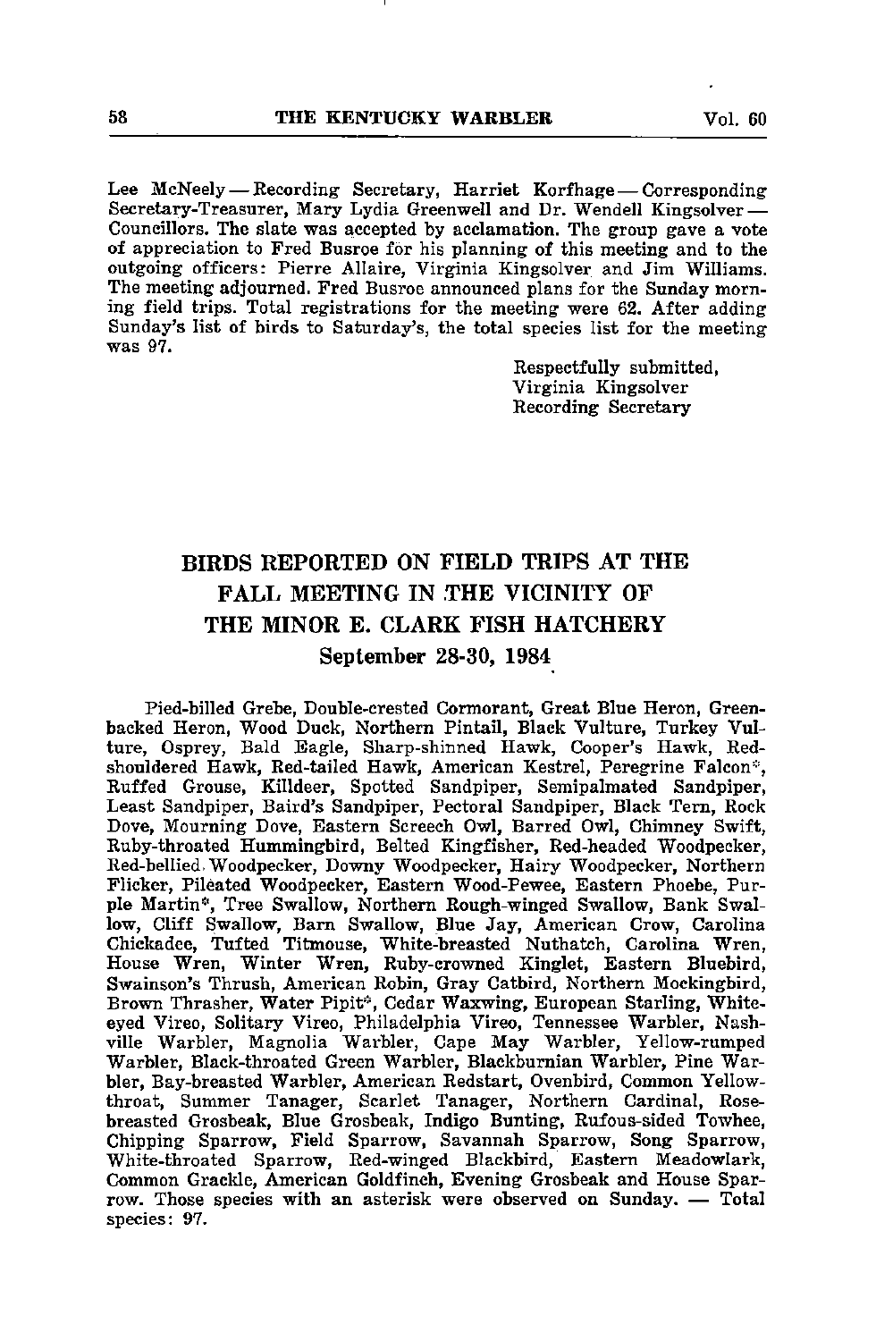Lee McNeely — Recording Secretary, Harriet Korfhage — Corresponding Secretary-Treasurer, Mary Lydia Greenwell and Dr. Wendell Kingsolver — Councillors. The slate was accepted by acclamation. The group gave a vote of appreciation to Fred Busroe for his planning of this meeting and to the outgoing officers: Pierre Allaire, Virginia Kingsolver and Jim Williams. The meeting adjourned. Fred Busroe announced plans for the Sunday morning field trips. Total registrations for the meeting were 62. After adding Sunday's list of birds to Saturday's, the total species list for the meeting was 97.

Respectfully submitted,
Virginia Kingsolver
Recording Secretary

## BIRDS REPORTED ON FIELD TRIPS AT THE FALL MEETING IN THE VICINITY OF THE MINOR E. CLARK FISH HATCHERY

### September 28-30, 1984

Pied-billed Grebe, Double-crested Cormorant, Great Blue Heron, Green-backed Heron, Wood Duck, Northern Pintail, Black Vulture, Turkey Vulture, Osprey, Bald Eagle, Sharp-shinned Hawk, Cooper's Hawk, Red-shouldered Hawk, Red-tailed Hawk, American Kestrel, Peregrine Falcon*, Ruffed Grouse, Killdeer, Spotted Sandpiper, Semipalmated Sandpiper, Least Sandpiper, Baird's Sandpiper, Pectoral Sandpiper, Black Tern, Rock Dove, Mourning Dove, Eastern Screech Owl, Barred Owl, Chimney Swift, Ruby-throated Hummingbird, Belted Kingfisher, Red-headed Woodpecker, Red-bellied Woodpecker, Downy Woodpecker, Hairy Woodpecker, Northern Flicker, Pileated Woodpecker, Eastern Wood-Pewee, Eastern Phoebe, Purple Martin*, Tree Swallow, Northern Rough-winged Swallow, Bank Swallow, Cliff Swallow, Barn Swallow, Blue Jay, American Crow, Carolina Chickadee, Tufted Titmouse, White-breasted Nuthatch, Carolina Wren, House Wren, Winter Wren, Ruby-crowned Kinglet, Eastern Bluebird, Swainson's Thrush, American Robin, Gray Catbird, Northern Mockingbird, Brown Thrasher, Water Pipit*, Cedar Waxwing, European Starling, White-eyed Vireo, Solitary Vireo, Philadelphia Vireo, Tennessee Warbler, Nashville Warbler, Magnolia Warbler, Cape May Warbler, Yellow-rumped Warbler, Black-throated Green Warbler, Blackburnian Warbler, Pine Warbler, Bay-breasted Warbler, American Redstart, Ovenbird, Common Yellowthroat, Summer Tanager, Scarlet Tanager, Northern Cardinal, Rose-breasted Grosbeak, Blue Grosbeak, Indigo Bunting, Rufous-sided Towhee, Chipping Sparrow, Field Sparrow, Savannah Sparrow, Song Sparrow, White-throated Sparrow, Red-winged Blackbird, Eastern Meadowlark, Common Grackle, American Goldfinch, Evening Grosbeak and House Sparrow. Those species with an asterisk were observed on Sunday. — Total species: 97.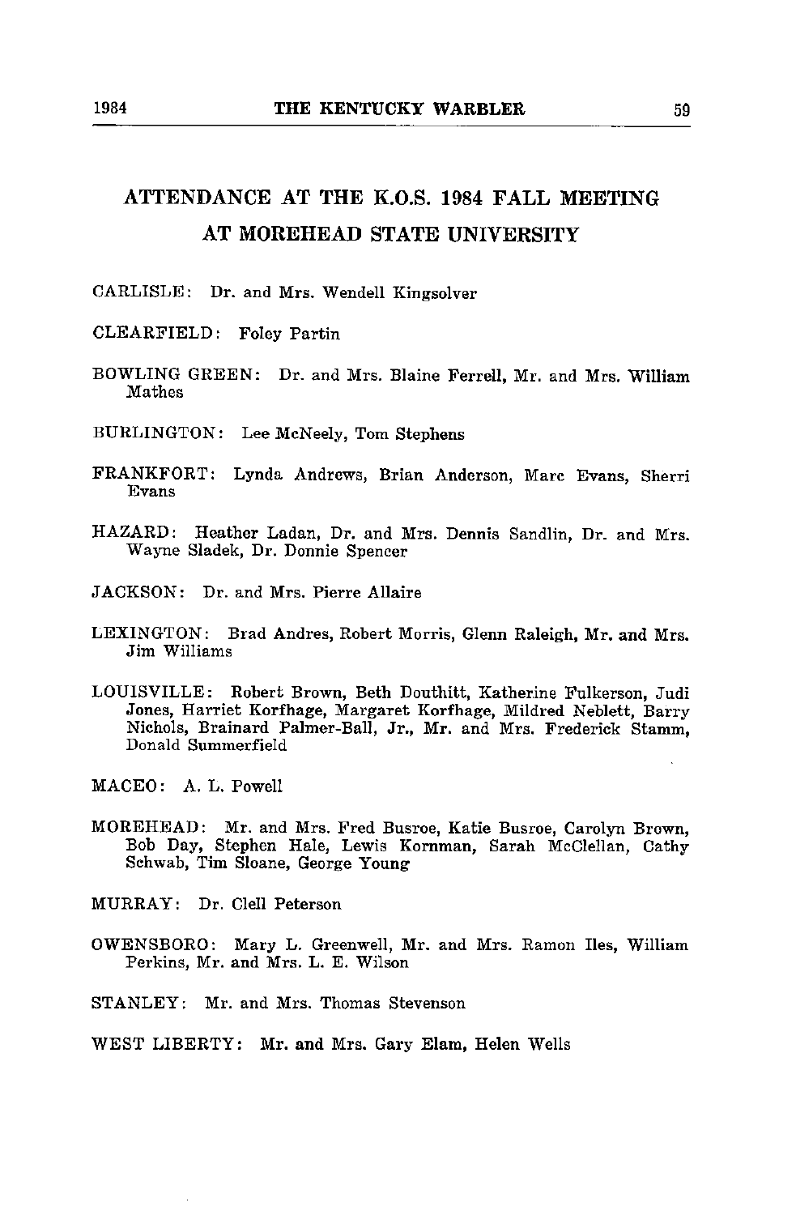# ATTENDANCE AT THE K.O.S. 1984 FALL MEETING AT MOREHEAD STATE UNIVERSITY

CARLISLE: Dr. and Mrs. Wendell Kingsolver

CLEARFIELD: Foley Partin

BOWLING GREEN: Dr. and Mrs. Blaine Ferrell, Mr. and Mrs. William Mathes

BURLINGTON: Lee McNeely, Tom Stephens

FRANKFORT: Lynda Andrews, Brian Anderson, Marc Evans, Sherri Evans

HAZARD: Heather Ladan, Dr. and Mrs. Dennis Sandlin, Dr. and Mrs. Wayne Sladek, Dr. Donnie Spencer

JACKSON: Dr. and Mrs. Pierre Allaire

LEXINGTON: Brad Andres, Robert Morris, Glenn Raleigh, Mr. and Mrs. Jim Williams

LOUISVILLE: Robert Brown, Beth Douthitt, Katherine Fulkerson, Judi Jones, Harriet Korfhage, Margaret Korfhage, Mildred Neblett, Barry Nichols, Brainard Palmer-Ball, Jr., Mr. and Mrs. Frederick Stamm, Donald Summerfield

MACEO: A. L. Powell

MOREHEAD: Mr. and Mrs. Fred Busroe, Katie Busroe, Carolyn Brown, Bob Day, Stephen Hale, Lewis Kornman, Sarah McClellan, Cathy Schwab, Tim Sloane, George Young

MURRAY: Dr. Clell Peterson

OWENSBORO: Mary L. Greenwell, Mr. and Mrs. Ramon Iles, William Perkins, Mr. and Mrs. L. E. Wilson

STANLEY: Mr. and Mrs. Thomas Stevenson

WEST LIBERTY: Mr. and Mrs. Gary Elam, Helen Wells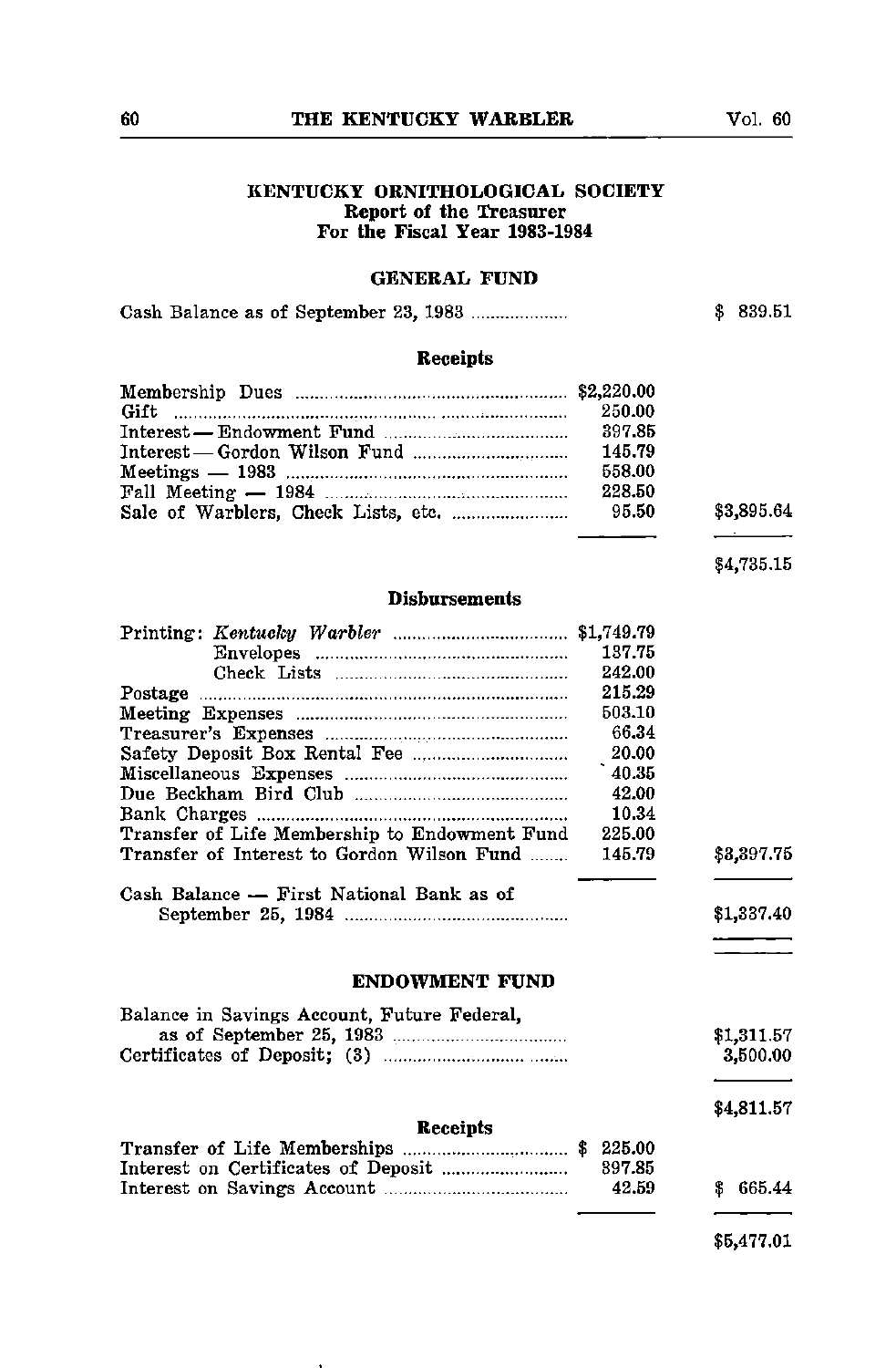## KENTUCKY ORNITHOLOGICAL SOCIETY
### Report of the Treasurer
### For the Fiscal Year 1983-1984

### GENERAL FUND

| | | |
|---|---|---|
| Cash Balance as of September 23, 1983 | | $ 839.51 |

**Receipts**

| | | |
|---|---|---|
| Membership Dues | $2,220.00 | |
| Gift | 250.00 | |
| Interest — Endowment Fund | 397.85 | |
| Interest — Gordon Wilson Fund | 145.79 | |
| Meetings — 1983 | 558.00 | |
| Fall Meeting — 1984 | 228.50 | |
| Sale of Warblers, Check Lists, etc. | 95.50 | $3,895.64 |
| | | $4,735.15 |

**Disbursements**

| | | |
|---|---|---|
| Printing: *Kentucky Warbler* | $1,749.79 | |
| Envelopes | 137.75 | |
| Check Lists | 242.00 | |
| Postage | 215.29 | |
| Meeting Expenses | 503.10 | |
| Treasurer's Expenses | 66.34 | |
| Safety Deposit Box Rental Fee | 20.00 | |
| Miscellaneous Expenses | 40.35 | |
| Due Beckham Bird Club | 42.00 | |
| Bank Charges | 10.34 | |
| Transfer of Life Membership to Endowment Fund | 225.00 | |
| Transfer of Interest to Gordon Wilson Fund | 145.79 | $3,397.75 |
| Cash Balance — First National Bank as of September 25, 1984 | | $1,337.40 |

### ENDOWMENT FUND

| | | |
|---|---|---|
| Balance in Savings Account, Future Federal, as of September 25, 1983 | | $1,311.57 |
| Certificates of Deposit; (3) | | 3,500.00 |
| | | $4,811.57 |

**Receipts**

| | | |
|---|---|---|
| Transfer of Life Memberships | $ 225.00 | |
| Interest on Certificates of Deposit | 397.85 | |
| Interest on Savings Account | 42.59 | $ 665.44 |
| | | $5,477.01 |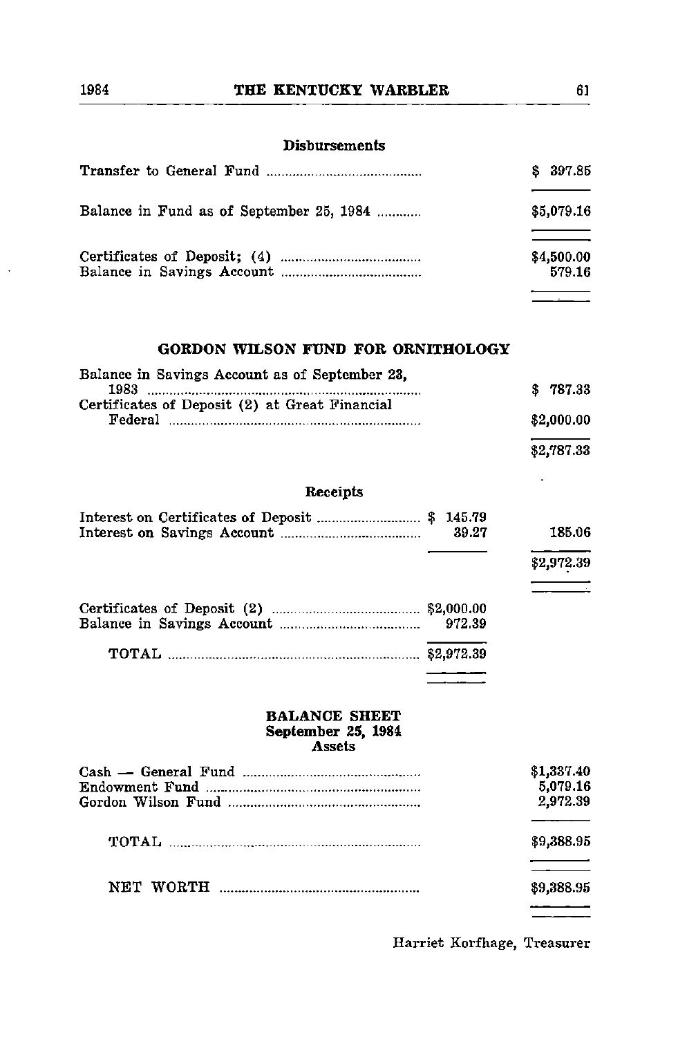**Disbursements**

| | | |
|---|---|---|
| Transfer to General Fund | | $ 397.85 |
| Balance in Fund as of September 25, 1984 | | $5,079.16 |
| Certificates of Deposit; (4) | | $4,500.00 |
| Balance in Savings Account | | 579.16 |

## GORDON WILSON FUND FOR ORNITHOLOGY

| | | |
|---|---|---|
| Balance in Savings Account as of September 23, 1983 | | $ 787.33 |
| Certificates of Deposit (2) at Great Financial Federal | | $2,000.00 |
| | | $2,787.33 |

**Receipts**

| | | |
|---|---|---|
| Interest on Certificates of Deposit | $ 145.79 | |
| Interest on Savings Account | 39.27 | 185.06 |
| | | $2,972.39 |

| | | |
|---|---|---|
| Certificates of Deposit (2) | $2,000.00 | |
| Balance in Savings Account | 972.39 | |
| TOTAL | $2,972.39 | |

## BALANCE SHEET
**September 25, 1984**
**Assets**

| | |
|---|---|
| Cash — General Fund | $1,337.40 |
| Endowment Fund | 5,079.16 |
| Gordon Wilson Fund | 2,972.39 |
| TOTAL | $9,388.95 |
| NET WORTH | $9,388.95 |

Harriet Korfhage, Treasurer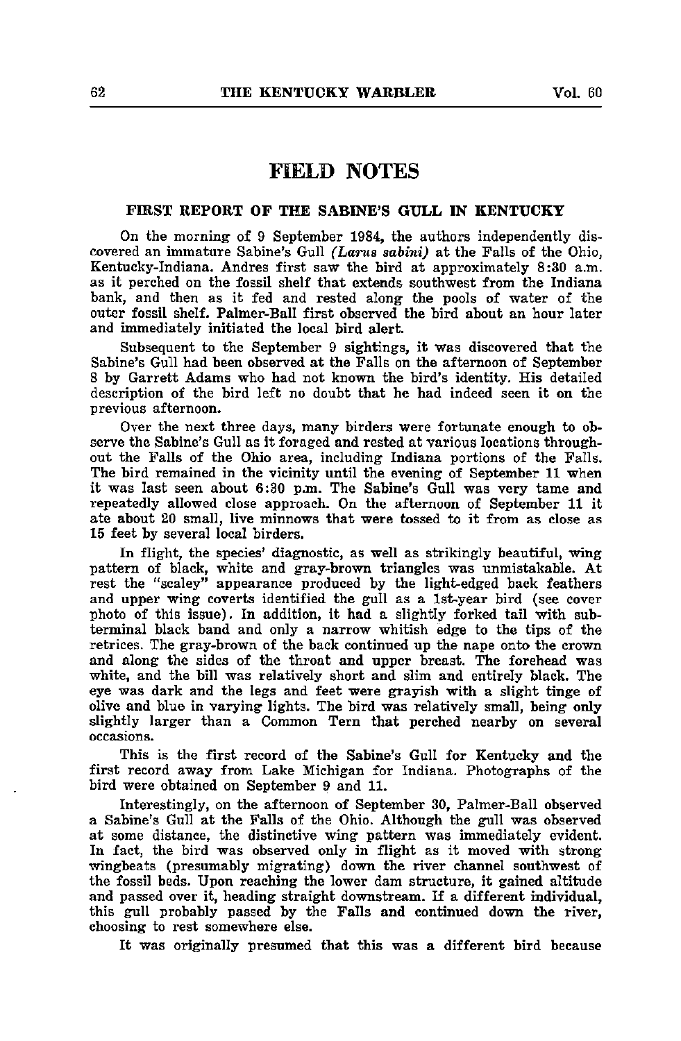# FIELD NOTES

## FIRST REPORT OF THE SABINE'S GULL IN KENTUCKY

On the morning of 9 September 1984, the authors independently discovered an immature Sabine's Gull *(Larus sabini)* at the Falls of the Ohio, Kentucky-Indiana. Andres first saw the bird at approximately 8:30 a.m. as it perched on the fossil shelf that extends southwest from the Indiana bank, and then as it fed and rested along the pools of water of the outer fossil shelf. Palmer-Ball first observed the bird about an hour later and immediately initiated the local bird alert.

Subsequent to the September 9 sightings, it was discovered that the Sabine's Gull had been observed at the Falls on the afternoon of September 8 by Garrett Adams who had not known the bird's identity. His detailed description of the bird left no doubt that he had indeed seen it on the previous afternoon.

Over the next three days, many birders were fortunate enough to observe the Sabine's Gull as it foraged and rested at various locations throughout the Falls of the Ohio area, including Indiana portions of the Falls. The bird remained in the vicinity until the evening of September 11 when it was last seen about 6:30 p.m. The Sabine's Gull was very tame and repeatedly allowed close approach. On the afternoon of September 11 it ate about 20 small, live minnows that were tossed to it from as close as 15 feet by several local birders.

In flight, the species' diagnostic, as well as strikingly beautiful, wing pattern of black, white and gray-brown triangles was unmistakable. At rest the "scaley" appearance produced by the light-edged back feathers and upper wing coverts identified the gull as a 1st-year bird (see cover photo of this issue). In addition, it had a slightly forked tail with subterminal black band and only a narrow whitish edge to the tips of the retrices. The gray-brown of the back continued up the nape onto the crown and along the sides of the throat and upper breast. The forehead was white, and the bill was relatively short and slim and entirely black. The eye was dark and the legs and feet were grayish with a slight tinge of olive and blue in varying lights. The bird was relatively small, being only slightly larger than a Common Tern that perched nearby on several occasions.

This is the first record of the Sabine's Gull for Kentucky and the first record away from Lake Michigan for Indiana. Photographs of the bird were obtained on September 9 and 11.

Interestingly, on the afternoon of September 30, Palmer-Ball observed a Sabine's Gull at the Falls of the Ohio. Although the gull was observed at some distance, the distinctive wing pattern was immediately evident. In fact, the bird was observed only in flight as it moved with strong wingbeats (presumably migrating) down the river channel southwest of the fossil beds. Upon reaching the lower dam structure, it gained altitude and passed over it, heading straight downstream. If a different individual, this gull probably passed by the Falls and continued down the river, choosing to rest somewhere else.

It was originally presumed that this was a different bird because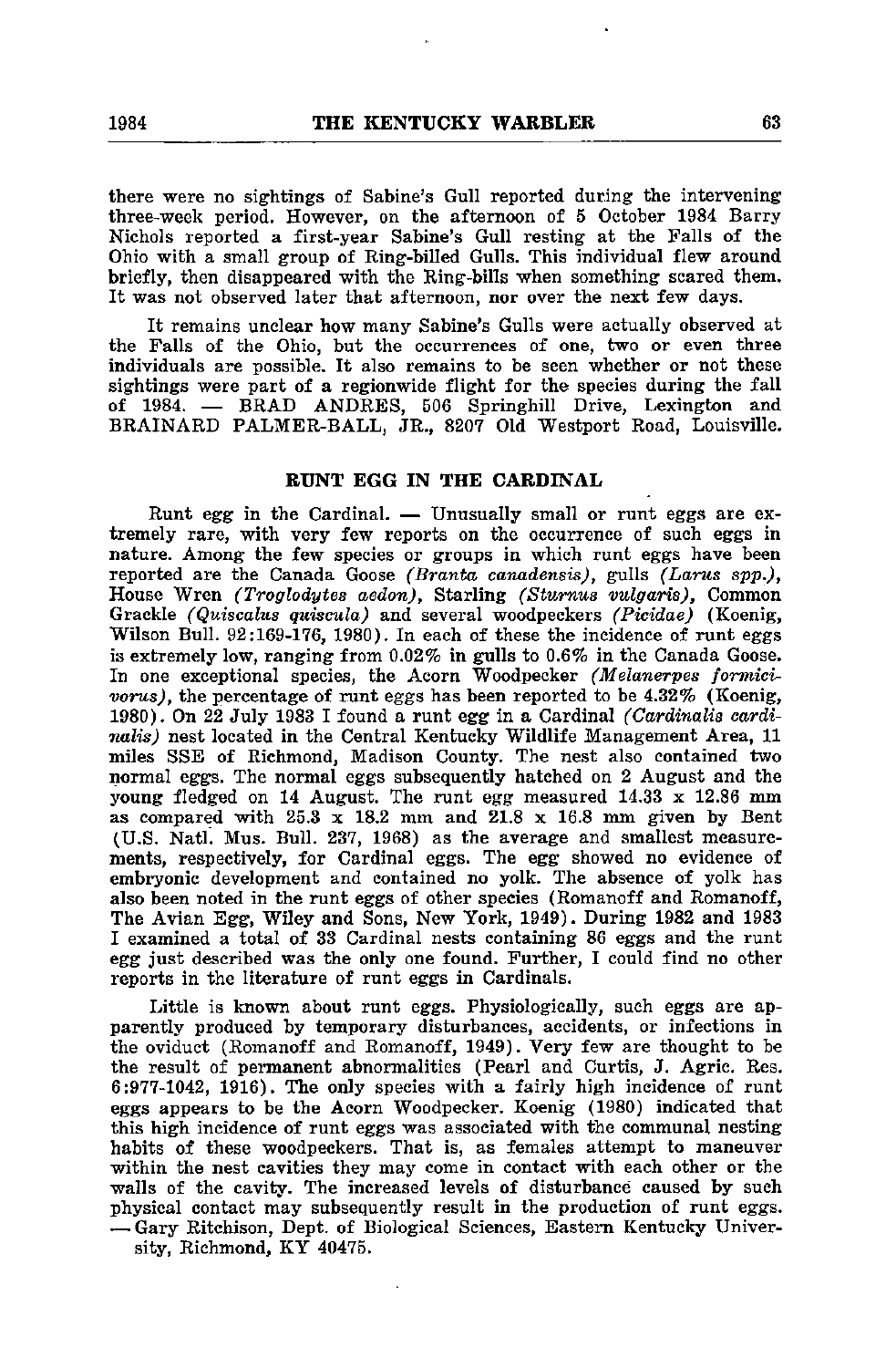there were no sightings of Sabine's Gull reported during the intervening three-week period. However, on the afternoon of 5 October 1984 Barry Nichols reported a first-year Sabine's Gull resting at the Falls of the Ohio with a small group of Ring-billed Gulls. This individual flew around briefly, then disappeared with the Ring-bills when something scared them. It was not observed later that afternoon, nor over the next few days.

It remains unclear how many Sabine's Gulls were actually observed at the Falls of the Ohio, but the occurrences of one, two or even three individuals are possible. It also remains to be seen whether or not these sightings were part of a regionwide flight for the species during the fall of 1984. — BRAD ANDRES, 506 Springhill Drive, Lexington and BRAINARD PALMER-BALL, JR., 8207 Old Westport Road, Louisville.

## RUNT EGG IN THE CARDINAL

Runt egg in the Cardinal. — Unusually small or runt eggs are extremely rare, with very few reports on the occurrence of such eggs in nature. Among the few species or groups in which runt eggs have been reported are the Canada Goose *(Branta canadensis)*, gulls *(Larus spp.)*, House Wren *(Troglodytes aedon)*, Starling *(Sturnus vulgaris)*, Common Grackle *(Quiscalus quiscula)* and several woodpeckers *(Picidae)* (Koenig, Wilson Bull. 92:169-176, 1980). In each of these the incidence of runt eggs is extremely low, ranging from 0.02% in gulls to 0.6% in the Canada Goose. In one exceptional species, the Acorn Woodpecker *(Melanerpes formicivorus)*, the percentage of runt eggs has been reported to be 4.32% (Koenig, 1980). On 22 July 1983 I found a runt egg in a Cardinal *(Cardinalis cardinalis)* nest located in the Central Kentucky Wildlife Management Area, 11 miles SSE of Richmond, Madison County. The nest also contained two normal eggs. The normal eggs subsequently hatched on 2 August and the young fledged on 14 August. The runt egg measured 14.33 x 12.86 mm as compared with 25.3 x 18.2 mm and 21.8 x 16.8 mm given by Bent (U.S. Natl. Mus. Bull. 237, 1968) as the average and smallest measurements, respectively, for Cardinal eggs. The egg showed no evidence of embryonic development and contained no yolk. The absence of yolk has also been noted in the runt eggs of other species (Romanoff and Romanoff, The Avian Egg, Wiley and Sons, New York, 1949). During 1982 and 1983 I examined a total of 33 Cardinal nests containing 86 eggs and the runt egg just described was the only one found. Further, I could find no other reports in the literature of runt eggs in Cardinals.

Little is known about runt eggs. Physiologically, such eggs are apparently produced by temporary disturbances, accidents, or infections in the oviduct (Romanoff and Romanoff, 1949). Very few are thought to be the result of permanent abnormalities (Pearl and Curtis, J. Agric. Res. 6:977-1042, 1916). The only species with a fairly high incidence of runt eggs appears to be the Acorn Woodpecker. Koenig (1980) indicated that this high incidence of runt eggs was associated with the communal nesting habits of these woodpeckers. That is, as females attempt to maneuver within the nest cavities they may come in contact with each other or the walls of the cavity. The increased levels of disturbance caused by such physical contact may subsequently result in the production of runt eggs. — Gary Ritchison, Dept. of Biological Sciences, Eastern Kentucky University, Richmond, KY 40475.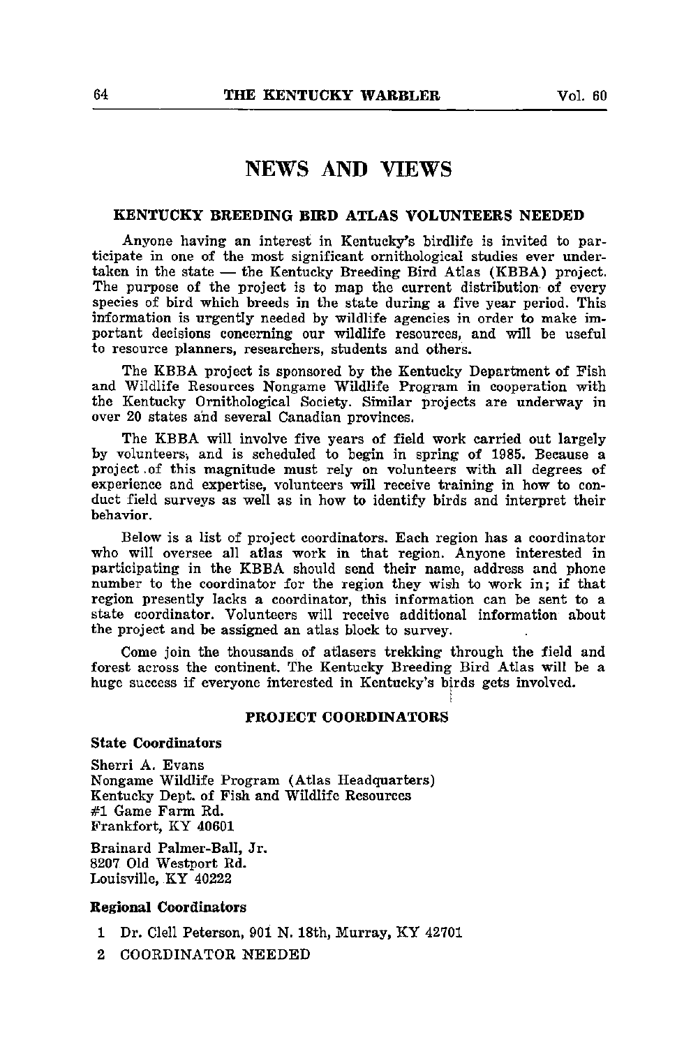# NEWS AND VIEWS

## KENTUCKY BREEDING BIRD ATLAS VOLUNTEERS NEEDED

Anyone having an interest in Kentucky's birdlife is invited to participate in one of the most significant ornithological studies ever undertaken in the state — the Kentucky Breeding Bird Atlas (KBBA) project. The purpose of the project is to map the current distribution of every species of bird which breeds in the state during a five year period. This information is urgently needed by wildlife agencies in order to make important decisions concerning our wildlife resources, and will be useful to resource planners, researchers, students and others.

The KBBA project is sponsored by the Kentucky Department of Fish and Wildlife Resources Nongame Wildlife Program in cooperation with the Kentucky Ornithological Society. Similar projects are underway in over 20 states and several Canadian provinces.

The KBBA will involve five years of field work carried out largely by volunteers, and is scheduled to begin in spring of 1985. Because a project of this magnitude must rely on volunteers with all degrees of experience and expertise, volunteers will receive training in how to conduct field surveys as well as in how to identify birds and interpret their behavior.

Below is a list of project coordinators. Each region has a coordinator who will oversee all atlas work in that region. Anyone interested in participating in the KBBA should send their name, address and phone number to the coordinator for the region they wish to work in; if that region presently lacks a coordinator, this information can be sent to a state coordinator. Volunteers will receive additional information about the project and be assigned an atlas block to survey.

Come join the thousands of atlasers trekking through the field and forest across the continent. The Kentucky Breeding Bird Atlas will be a huge success if everyone interested in Kentucky's birds gets involved.

## PROJECT COORDINATORS

### State Coordinators

Sherri A. Evans
Nongame Wildlife Program (Atlas Headquarters)
Kentucky Dept. of Fish and Wildlife Resources
#1 Game Farm Rd.
Frankfort, KY 40601

Brainard Palmer-Ball, Jr.
8207 Old Westport Rd.
Louisville, KY 40222

### Regional Coordinators

1 Dr. Clell Peterson, 901 N. 18th, Murray, KY 42701

2 COORDINATOR NEEDED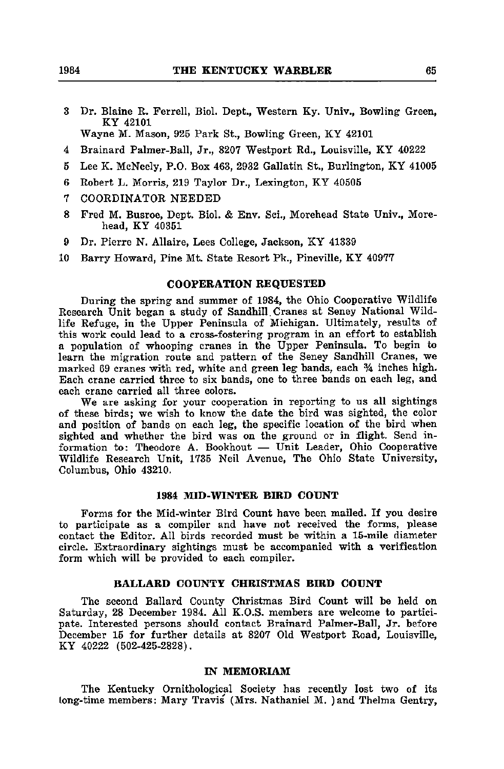3 Dr. Blaine R. Ferrell, Biol. Dept., Western Ky. Univ., Bowling Green, KY 42101
  Wayne M. Mason, 925 Park St., Bowling Green, KY 42101

4 Brainard Palmer-Ball, Jr., 8207 Westport Rd., Louisville, KY 40222

5 Lee K. McNeely, P.O. Box 463, 2932 Gallatin St., Burlington, KY 41005

6 Robert L. Morris, 219 Taylor Dr., Lexington, KY 40505

7 COORDINATOR NEEDED

8 Fred M. Busroe, Dept. Biol. & Env. Sci., Morehead State Univ., Morehead, KY 40351

9 Dr. Pierre N. Allaire, Lees College, Jackson, KY 41339

10 Barry Howard, Pine Mt. State Resort Pk., Pineville, KY 40977

## COOPERATION REQUESTED

During the spring and summer of 1984, the Ohio Cooperative Wildlife Research Unit began a study of Sandhill Cranes at Seney National Wildlife Refuge, in the Upper Peninsula of Michigan. Ultimately, results of this work could lead to a cross-fostering program in an effort to establish a population of whooping cranes in the Upper Peninsula. To begin to learn the migration route and pattern of the Seney Sandhill Cranes, we marked 69 cranes with red, white and green leg bands, each ¾ inches high. Each crane carried three to six bands, one to three bands on each leg, and each crane carried all three colors.

We are asking for your cooperation in reporting to us all sightings of these birds; we wish to know the date the bird was sighted, the color and position of bands on each leg, the specific location of the bird when sighted and whether the bird was on the ground or in flight. Send information to: Theodore A. Bookhout — Unit Leader, Ohio Cooperative Wildlife Research Unit, 1735 Neil Avenue, The Ohio State University, Columbus, Ohio 43210.

## 1984 MID-WINTER BIRD COUNT

Forms for the Mid-winter Bird Count have been mailed. If you desire to participate as a compiler and have not received the forms, please contact the Editor. All birds recorded must be within a 15-mile diameter circle. Extraordinary sightings must be accompanied with a verification form which will be provided to each compiler.

## BALLARD COUNTY CHRISTMAS BIRD COUNT

The second Ballard County Christmas Bird Count will be held on Saturday, 28 December 1984. All K.O.S. members are welcome to participate. Interested persons should contact Brainard Palmer-Ball, Jr. before December 15 for further details at 8207 Old Westport Road, Louisville, KY 40222 (502-425-2828).

## IN MEMORIAM

The Kentucky Ornithological Society has recently lost two of its long-time members: Mary Travis (Mrs. Nathaniel M. ) and Thelma Gentry,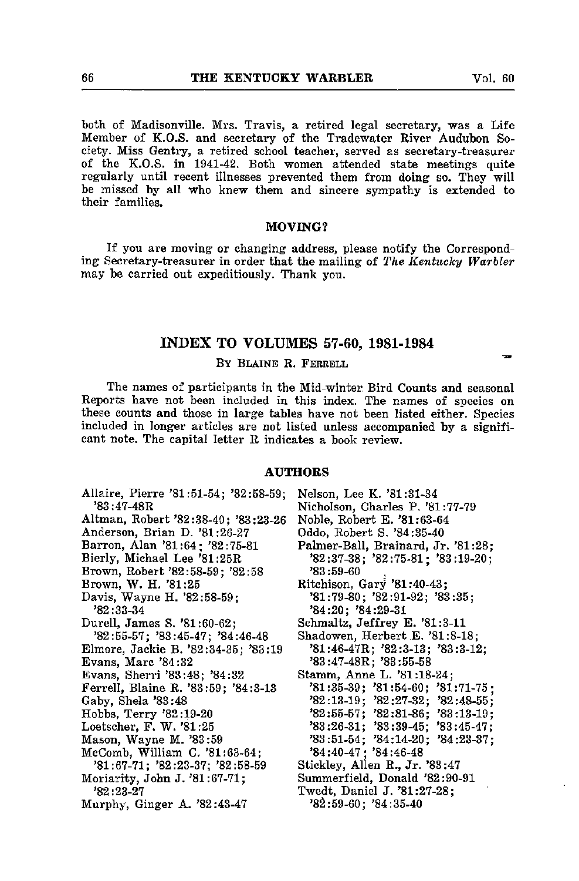both of Madisonville. Mrs. Travis, a retired legal secretary, was a Life Member of K.O.S. and secretary of the Tradewater River Audubon Society. Miss Gentry, a retired school teacher, served as secretary-treasurer of the K.O.S. in 1941-42. Both women attended state meetings quite regularly until recent illnesses prevented them from doing so. They will be missed by all who knew them and sincere sympathy is extended to their families.

## MOVING?

If you are moving or changing address, please notify the Corresponding Secretary-treasurer in order that the mailing of *The Kentucky Warbler* may be carried out expeditiously. Thank you.

# INDEX TO VOLUMES 57-60, 1981-1984

By Blaine R. Ferrell

The names of participants in the Mid-winter Bird Counts and seasonal Reports have not been included in this index. The names of species on these counts and those in large tables have not been listed either. Species included in longer articles are not listed unless accompanied by a significant note. The capital letter R indicates a book review.

## AUTHORS

Allaire, Pierre '81:51-54; '82:58-59; '83:47-48R
Altman, Robert '82:38-40; '83:23-26
Anderson, Brian D. '81:26-27
Barron, Alan '81:64; '82:75-81
Bierly, Michael Lee '81:25R
Brown, Robert '82:58-59; '82:58
Brown, W. H. '81:25
Davis, Wayne H. '82:58-59; '82:33-34
Durell, James S. '81:60-62; '82:55-57; '83:45-47; '84:46-48
Elmore, Jackie B. '82:34-35; '83:19
Evans, Marc '84:32
Evans, Sherri '83:48; '84:32
Ferrell, Blaine R. '83:59; '84:3-13
Gaby, Shela '83:48
Hobbs, Terry '82:19-20
Loetscher, F. W. '81:25
Mason, Wayne M. '83:59
McComb, William C. '81:63-64; '81:67-71; '82:23-37; '82:58-59
Moriarity, John J. '81:67-71; '82:23-27
Murphy, Ginger A. '82:43-47
Nelson, Lee K. '81:31-34
Nicholson, Charles P. '81:77-79
Noble, Robert E. '81:63-64
Oddo, Robert S. '84:35-40
Palmer-Ball, Brainard, Jr. '81:28; '82:37-38; '82:75-81; '83:19-20; '83:59-60
Ritchison, Gary '81:40-43; '81:79-80; '82:91-92; '83:35; '84:20; '84:29-31
Schmaltz, Jeffrey E. '81:3-11
Shadowen, Herbert E. '81:8-18; '81:46-47R; '82:3-13; '83:3-12; '83:47-48R; '83:55-58
Stamm, Anne L. '81:18-24; '81:35-39; '81:54-60; '81:71-75; '82:13-19; '82:27-32; '82:48-55; '82:55-57; '82:81-86; '83:13-19; '83:26-31; '83:39-45; '83:45-47; '83:51-54; '84:14-20; '84:23-37; '84:40-47; '84:46-48
Stickley, Allen R., Jr. '83:47
Summerfield, Donald '82:90-91
Twedt, Daniel J. '81:27-28; '82:59-60; '84:35-40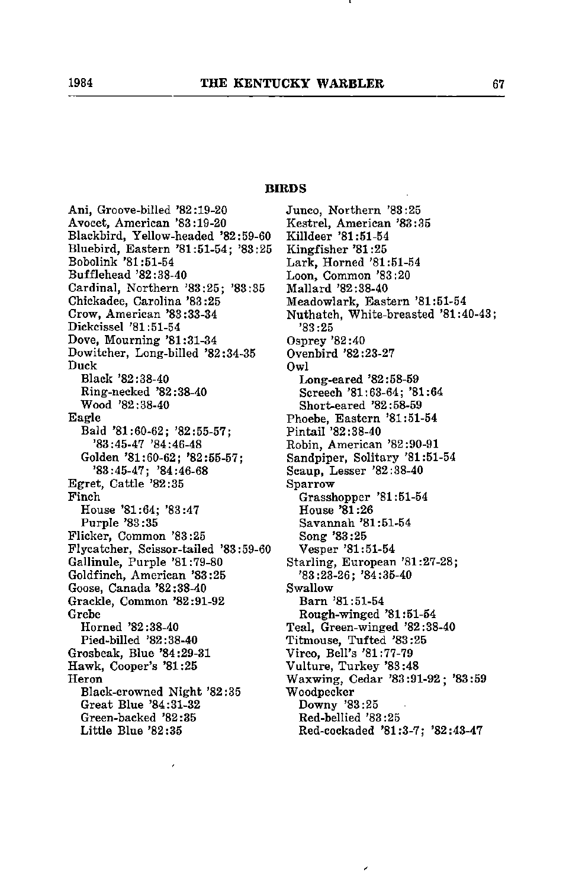## BIRDS

Ani, Groove-billed '82:19-20
Avocet, American '83:19-20
Blackbird, Yellow-headed '82:59-60
Bluebird, Eastern '81:51-54; '83:25
Bobolink '81:51-54
Bufflehead '82:38-40
Cardinal, Northern '83:25; '83:35
Chickadee, Carolina '83:25
Crow, American '83:33-34
Dickcissel '81:51-54
Dove, Mourning '81:31-34
Dowitcher, Long-billed '82:34-35
Duck
  Black '82:38-40
  Ring-necked '82:38-40
  Wood '82:38-40
Eagle
  Bald '81:60-62; '82:55-57; '83:45-47 '84:46-48
  Golden '81:60-62; '82:55-57; '83:45-47; '84:46-68
Egret, Cattle '82:35
Finch
  House '81:64; '83:47
  Purple '83:35
Flicker, Common '83:25
Flycatcher, Scissor-tailed '83:59-60
Gallinule, Purple '81:79-80
Goldfinch, American '83:25
Goose, Canada '82:38-40
Grackle, Common '82:91-92
Grebe
  Horned '82:38-40
  Pied-billed '82:38-40
Grosbeak, Blue '84:29-31
Hawk, Cooper's '81:25
Heron
  Black-crowned Night '82:35
  Great Blue '84:31-32
  Green-backed '82:35
  Little Blue '82:35
Junco, Northern '83:25
Kestrel, American '83:35
Killdeer '81:51-54
Kingfisher '81:25
Lark, Horned '81:51-54
Loon, Common '83:20
Mallard '82:38-40
Meadowlark, Eastern '81:51-54
Nuthatch, White-breasted '81:40-43; '83:25
Osprey '82:40
Ovenbird '82:23-27
Owl
  Long-eared '82:58-59
  Screech '81:63-64; '81:64
  Short-eared '82:58-59
Phoebe, Eastern '81:51-54
Pintail '82:38-40
Robin, American '82:90-91
Sandpiper, Solitary '81:51-54
Scaup, Lesser '82:38-40
Sparrow
  Grasshopper '81:51-54
  House '81:26
  Savannah '81:51-54
  Song '83:25
  Vesper '81:51-54
Starling, European '81:27-28; '83:23-26; '84:35-40
Swallow
  Barn '81:51-54
  Rough-winged '81:51-54
Teal, Green-winged '82:38-40
Titmouse, Tufted '83:25
Vireo, Bell's '81:77-79
Vulture, Turkey '83:48
Waxwing, Cedar '83:91-92; '83:59
Woodpecker
  Downy '83:25
  Red-bellied '83:25
  Red-cockaded '81:3-7; '82:43-47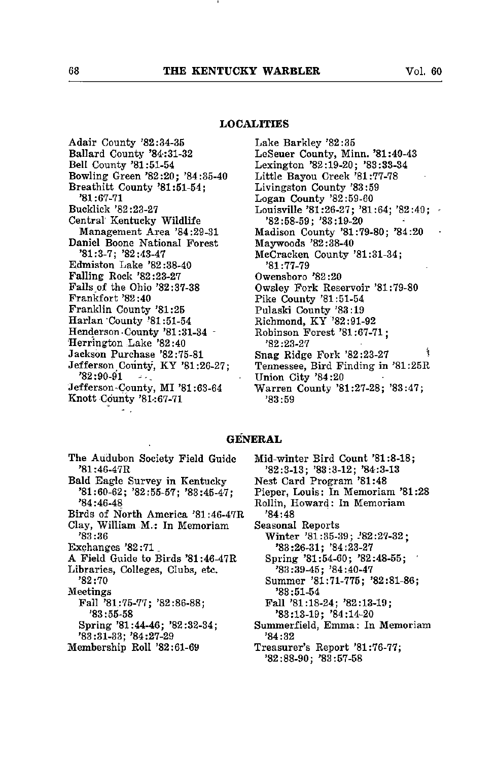## LOCALITIES

Adair County '82:34-35
Ballard County '84:31-32
Bell County '81:51-54
Bowling Green '82:20; '84:35-40
Breathitt County '81:51-54; '81:67-71
Bucklick '82:23-27
Central Kentucky Wildlife Management Area '84:29-31
Daniel Boone National Forest '81:3-7; '82:43-47
Edmiston Lake '82:38-40
Falling Rock '82:23-27
Falls of the Ohio '82:37-38
Frankfort '82:40
Franklin County '81:25
Harlan County '81:51-54
Henderson County '81:31-34
Herrington Lake '82:40
Jackson Purchase '82:75-81
Jefferson County, KY '81:26-27; '82:90-91
Jefferson County, MI '81:63-64
Knott County '81:67-71
Lake Barkley '82:35
LeSeuer County, Minn. '81:40-43
Lexington '82:19-20; '83:33-34
Little Bayou Creek '81:77-78
Livingston County '83:59
Logan County '82:59-60
Louisville '81:26-27; '81:64; '82:40; '82:58-59; '83:19-20
Madison County '81:79-80; '84:20
Maywoods '82:38-40
McCracken County '81:31-34; '81:77-79
Owensboro '82:20
Owsley Fork Reservoir '81:79-80
Pike County '81:51-54
Pulaski County '83:19
Richmond, KY '82:91-92
Robinson Forest '81:67-71; '82:23-27
Snag Ridge Fork '82:23-27
Tennessee, Bird Finding in '81:25R
Union City '84:20
Warren County '81:27-28; '83:47; '83:59

## GENERAL

The Audubon Society Field Guide '81:46-47R
Bald Eagle Survey in Kentucky '81:60-62; '82:55-57; '83:45-47; '84:46-48
Birds of North America '81:46-47R
Clay, William M.: In Memoriam '83:36
Exchanges '82:71
A Field Guide to Birds '81:46-47R
Libraries, Colleges, Clubs, etc. '82:70
Meetings
- Fall '81:75-77; '82:86-88; '83:55-58
- Spring '81:44-46; '82:32-34; '83:31-33; '84:27-29

Membership Roll '82:61-69
Mid-winter Bird Count '81:8-18; '82:3-13; '83:3-12; '84:3-13
Nest Card Program '81:48
Pieper, Louis: In Memoriam '81:28
Rollin, Howard: In Memoriam '84:48
Seasonal Reports
- Winter '81:35-39; '82:27-32; '83:26-31; '84:23-27
- Spring '81:54-60; '82:48-55; '83:39-45; '84:40-47
- Summer '81:71-775; '82:81-86; '83:51-54
- Fall '81:18-24; '82:13-19; '83:13-19; '84:14-20

Summerfield, Emma: In Memoriam '84:32
Treasurer's Report '81:76-77; '82:88-90; '83:57-58